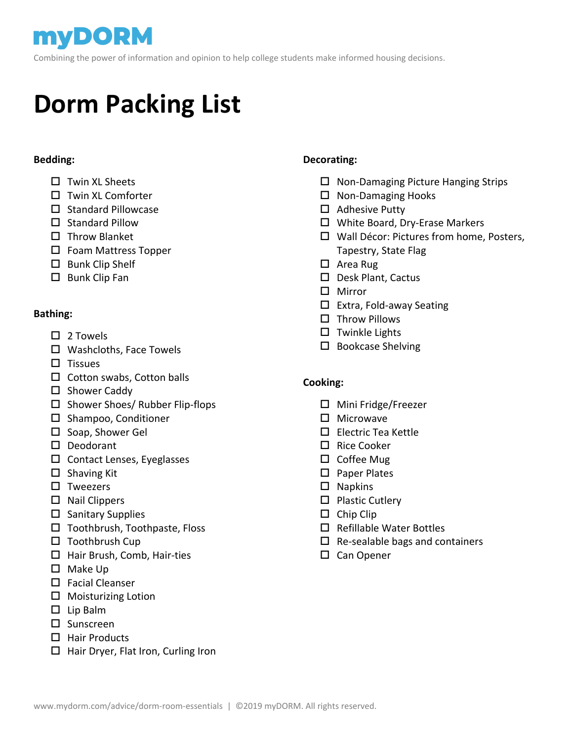# myDORM

Combining the power of information and opinion to help college students make informed housing decisions.

# Dorm Packing List

**Bedding:**

- [ ] Twin XL Sheets
- [ ] Twin XL Comforter
- [ ] Standard Pillowcase
- [ ] Standard Pillow
- [ ] Throw Blanket
- [ ] Foam Mattress Topper
- [ ] Bunk Clip Shelf
- [ ] Bunk Clip Fan

**Bathing:**

- [ ] 2 Towels
- [ ] Washcloths, Face Towels
- [ ] Tissues
- [ ] Cotton swabs, Cotton balls
- [ ] Shower Caddy
- [ ] Shower Shoes/ Rubber Flip-flops
- [ ] Shampoo, Conditioner
- [ ] Soap, Shower Gel
- [ ] Deodorant
- [ ] Contact Lenses, Eyeglasses
- [ ] Shaving Kit
- [ ] Tweezers
- [ ] Nail Clippers
- [ ] Sanitary Supplies
- [ ] Toothbrush, Toothpaste, Floss
- [ ] Toothbrush Cup
- [ ] Hair Brush, Comb, Hair-ties
- [ ] Make Up
- [ ] Facial Cleanser
- [ ] Moisturizing Lotion
- [ ] Lip Balm
- [ ] Sunscreen
- [ ] Hair Products
- [ ] Hair Dryer, Flat Iron, Curling Iron

**Decorating:**

- [ ] Non-Damaging Picture Hanging Strips
- [ ] Non-Damaging Hooks
- [ ] Adhesive Putty
- [ ] White Board, Dry-Erase Markers
- [ ] Wall Décor: Pictures from home, Posters, Tapestry, State Flag
- [ ] Area Rug
- [ ] Desk Plant, Cactus
- [ ] Mirror
- [ ] Extra, Fold-away Seating
- [ ] Throw Pillows
- [ ] Twinkle Lights
- [ ] Bookcase Shelving

**Cooking:**

- [ ] Mini Fridge/Freezer
- [ ] Microwave
- [ ] Electric Tea Kettle
- [ ] Rice Cooker
- [ ] Coffee Mug
- [ ] Paper Plates
- [ ] Napkins
- [ ] Plastic Cutlery
- [ ] Chip Clip
- [ ] Refillable Water Bottles
- [ ] Re-sealable bags and containers
- [ ] Can Opener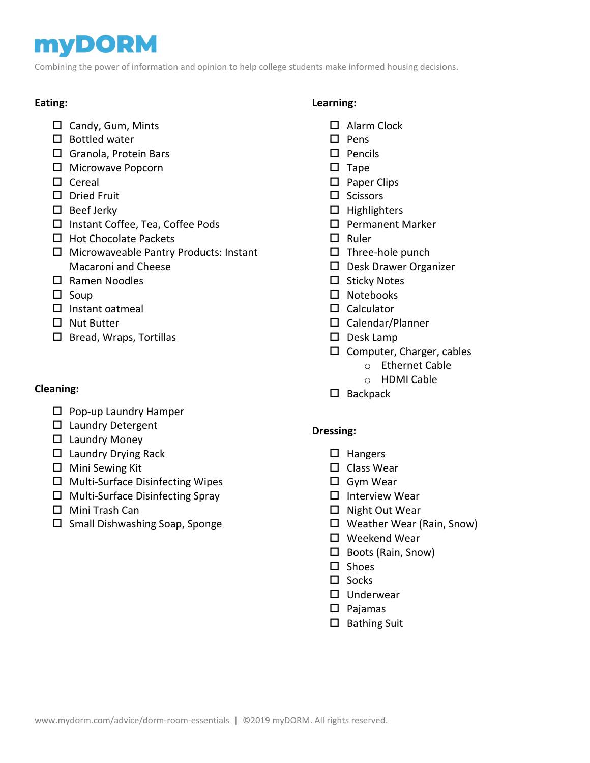# myDORM

Combining the power of information and opinion to help college students make informed housing decisions.

**Eating:**

- [ ] Candy, Gum, Mints
- [ ] Bottled water
- [ ] Granola, Protein Bars
- [ ] Microwave Popcorn
- [ ] Cereal
- [ ] Dried Fruit
- [ ] Beef Jerky
- [ ] Instant Coffee, Tea, Coffee Pods
- [ ] Hot Chocolate Packets
- [ ] Microwaveable Pantry Products: Instant Macaroni and Cheese
- [ ] Ramen Noodles
- [ ] Soup
- [ ] Instant oatmeal
- [ ] Nut Butter
- [ ] Bread, Wraps, Tortillas

**Cleaning:**

- [ ] Pop-up Laundry Hamper
- [ ] Laundry Detergent
- [ ] Laundry Money
- [ ] Laundry Drying Rack
- [ ] Mini Sewing Kit
- [ ] Multi-Surface Disinfecting Wipes
- [ ] Multi-Surface Disinfecting Spray
- [ ] Mini Trash Can
- [ ] Small Dishwashing Soap, Sponge

**Learning:**

- [ ] Alarm Clock
- [ ] Pens
- [ ] Pencils
- [ ] Tape
- [ ] Paper Clips
- [ ] Scissors
- [ ] Highlighters
- [ ] Permanent Marker
- [ ] Ruler
- [ ] Three-hole punch
- [ ] Desk Drawer Organizer
- [ ] Sticky Notes
- [ ] Notebooks
- [ ] Calculator
- [ ] Calendar/Planner
- [ ] Desk Lamp
- [ ] Computer, Charger, cables
    - Ethernet Cable
    - HDMI Cable
- [ ] Backpack

**Dressing:**

- [ ] Hangers
- [ ] Class Wear
- [ ] Gym Wear
- [ ] Interview Wear
- [ ] Night Out Wear
- [ ] Weather Wear (Rain, Snow)
- [ ] Weekend Wear
- [ ] Boots (Rain, Snow)
- [ ] Shoes
- [ ] Socks
- [ ] Underwear
- [ ] Pajamas
- [ ] Bathing Suit

www.mydorm.com/advice/dorm-room-essentials | ©2019 myDORM. All rights reserved.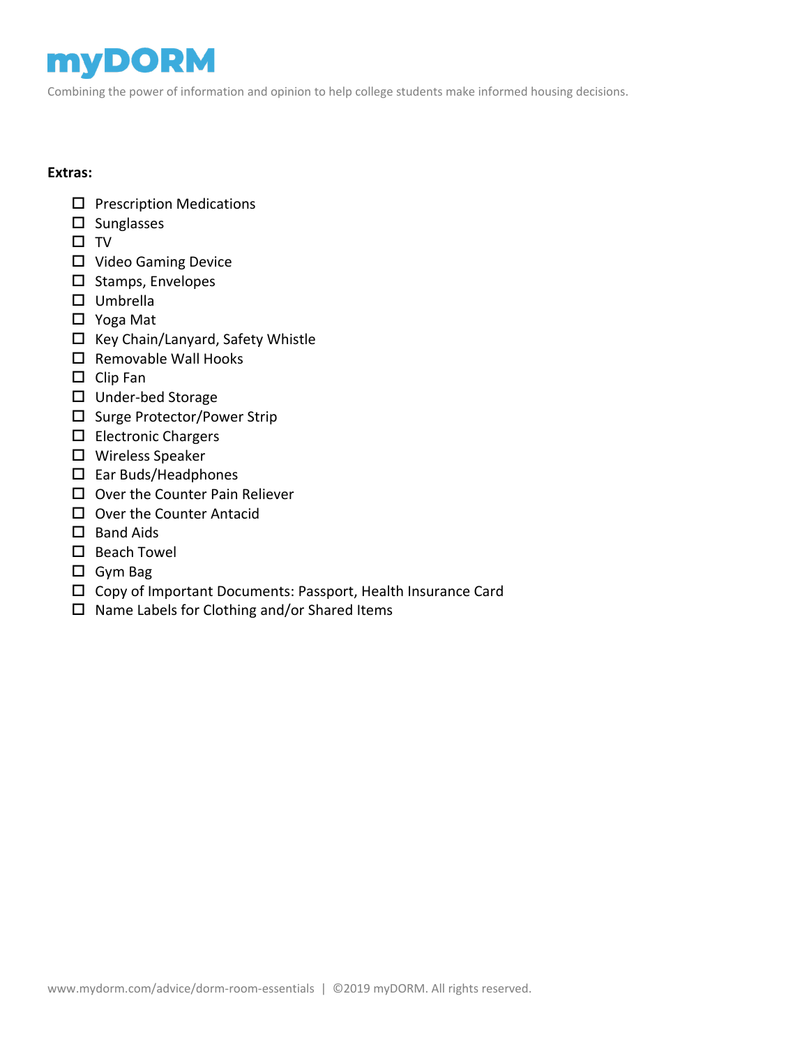**Extras:**

- ☐ Prescription Medications
- ☐ Sunglasses
- ☐ TV
- ☐ Video Gaming Device
- ☐ Stamps, Envelopes
- ☐ Umbrella
- ☐ Yoga Mat
- ☐ Key Chain/Lanyard, Safety Whistle
- ☐ Removable Wall Hooks
- ☐ Clip Fan
- ☐ Under-bed Storage
- ☐ Surge Protector/Power Strip
- ☐ Electronic Chargers
- ☐ Wireless Speaker
- ☐ Ear Buds/Headphones
- ☐ Over the Counter Pain Reliever
- ☐ Over the Counter Antacid
- ☐ Band Aids
- ☐ Beach Towel
- ☐ Gym Bag
- ☐ Copy of Important Documents: Passport, Health Insurance Card
- ☐ Name Labels for Clothing and/or Shared Items